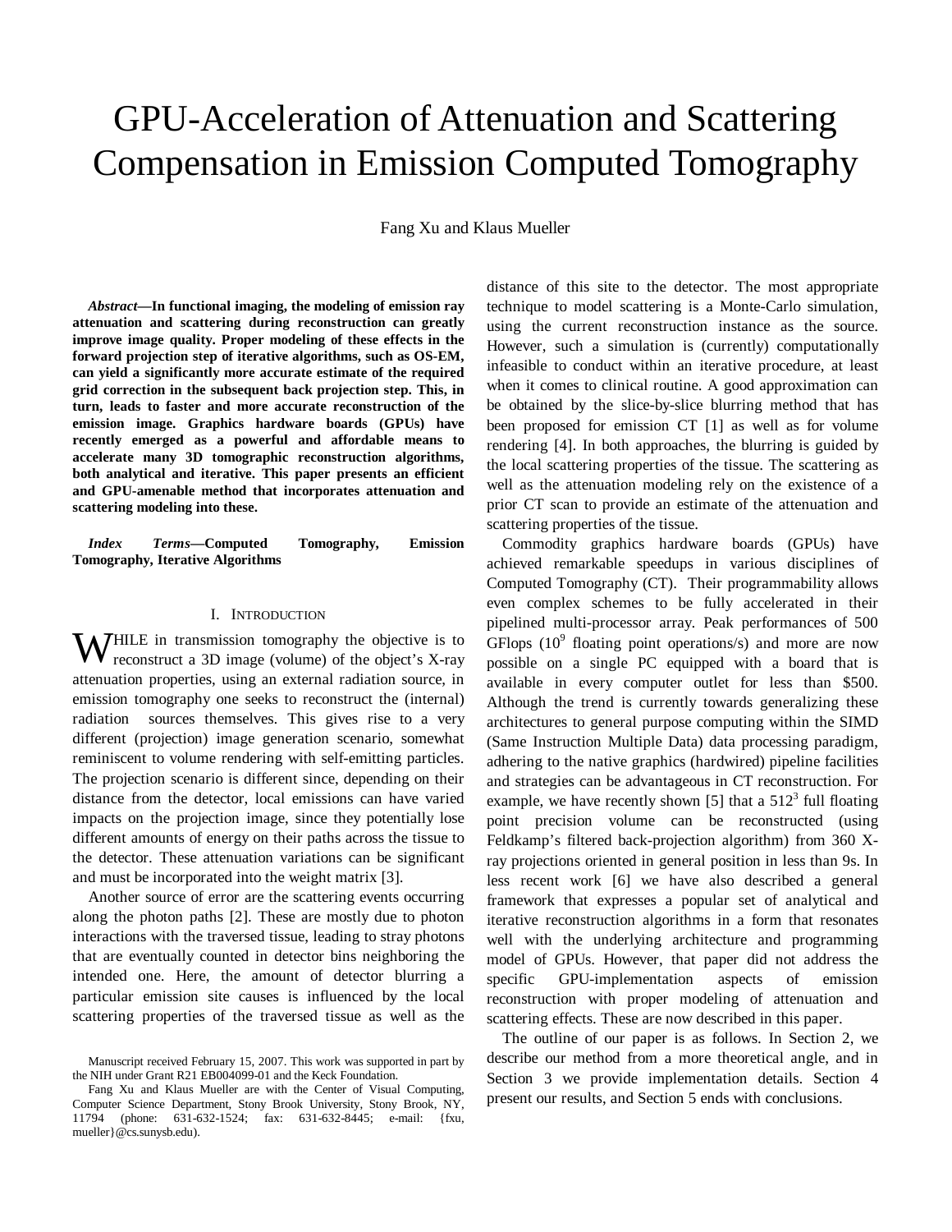# GPU-Acceleration of Attenuation and Scattering Compensation in Emission Computed Tomography

Fang Xu and Klaus Mueller

***Abstract*—In functional imaging, the modeling of emission ray attenuation and scattering during reconstruction can greatly improve image quality. Proper modeling of these effects in the forward projection step of iterative algorithms, such as OS-EM, can yield a significantly more accurate estimate of the required grid correction in the subsequent back projection step. This, in turn, leads to faster and more accurate reconstruction of the emission image. Graphics hardware boards (GPUs) have recently emerged as a powerful and affordable means to accelerate many 3D tomographic reconstruction algorithms, both analytical and iterative. This paper presents an efficient and GPU-amenable method that incorporates attenuation and scattering modeling into these.**

***Index Terms*—Computed Tomography, Emission Tomography, Iterative Algorithms**

## I. Introduction

WHILE in transmission tomography the objective is to reconstruct a 3D image (volume) of the object's X-ray attenuation properties, using an external radiation source, in emission tomography one seeks to reconstruct the (internal) radiation sources themselves. This gives rise to a very different (projection) image generation scenario, somewhat reminiscent to volume rendering with self-emitting particles. The projection scenario is different since, depending on their distance from the detector, local emissions can have varied impacts on the projection image, since they potentially lose different amounts of energy on their paths across the tissue to the detector. These attenuation variations can be significant and must be incorporated into the weight matrix [3].

Another source of error are the scattering events occurring along the photon paths [2]. These are mostly due to photon interactions with the traversed tissue, leading to stray photons that are eventually counted in detector bins neighboring the intended one. Here, the amount of detector blurring a particular emission site causes is influenced by the local scattering properties of the traversed tissue as well as the distance of this site to the detector. The most appropriate technique to model scattering is a Monte-Carlo simulation, using the current reconstruction instance as the source. However, such a simulation is (currently) computationally infeasible to conduct within an iterative procedure, at least when it comes to clinical routine. A good approximation can be obtained by the slice-by-slice blurring method that has been proposed for emission CT [1] as well as for volume rendering [4]. In both approaches, the blurring is guided by the local scattering properties of the tissue. The scattering as well as the attenuation modeling rely on the existence of a prior CT scan to provide an estimate of the attenuation and scattering properties of the tissue.

Commodity graphics hardware boards (GPUs) have achieved remarkable speedups in various disciplines of Computed Tomography (CT). Their programmability allows even complex schemes to be fully accelerated in their pipelined multi-processor array. Peak performances of 500 GFlops ($10^9$ floating point operations/s) and more are now possible on a single PC equipped with a board that is available in every computer outlet for less than $500. Although the trend is currently towards generalizing these architectures to general purpose computing within the SIMD (Same Instruction Multiple Data) data processing paradigm, adhering to the native graphics (hardwired) pipeline facilities and strategies can be advantageous in CT reconstruction. For example, we have recently shown [5] that a $512^3$ full floating point precision volume can be reconstructed (using Feldkamp's filtered back-projection algorithm) from 360 X-ray projections oriented in general position in less than 9s. In less recent work [6] we have also described a general framework that expresses a popular set of analytical and iterative reconstruction algorithms in a form that resonates well with the underlying architecture and programming model of GPUs. However, that paper did not address the specific GPU-implementation aspects of emission reconstruction with proper modeling of attenuation and scattering effects. These are now described in this paper.

The outline of our paper is as follows. In Section 2, we describe our method from a more theoretical angle, and in Section 3 we provide implementation details. Section 4 present our results, and Section 5 ends with conclusions.

Manuscript received February 15, 2007. This work was supported in part by the NIH under Grant R21 EB004099-01 and the Keck Foundation.

Fang Xu and Klaus Mueller are with the Center of Visual Computing, Computer Science Department, Stony Brook University, Stony Brook, NY, 11794 (phone: 631-632-1524; fax: 631-632-8445; e-mail: {fxu, mueller}@cs.sunysb.edu).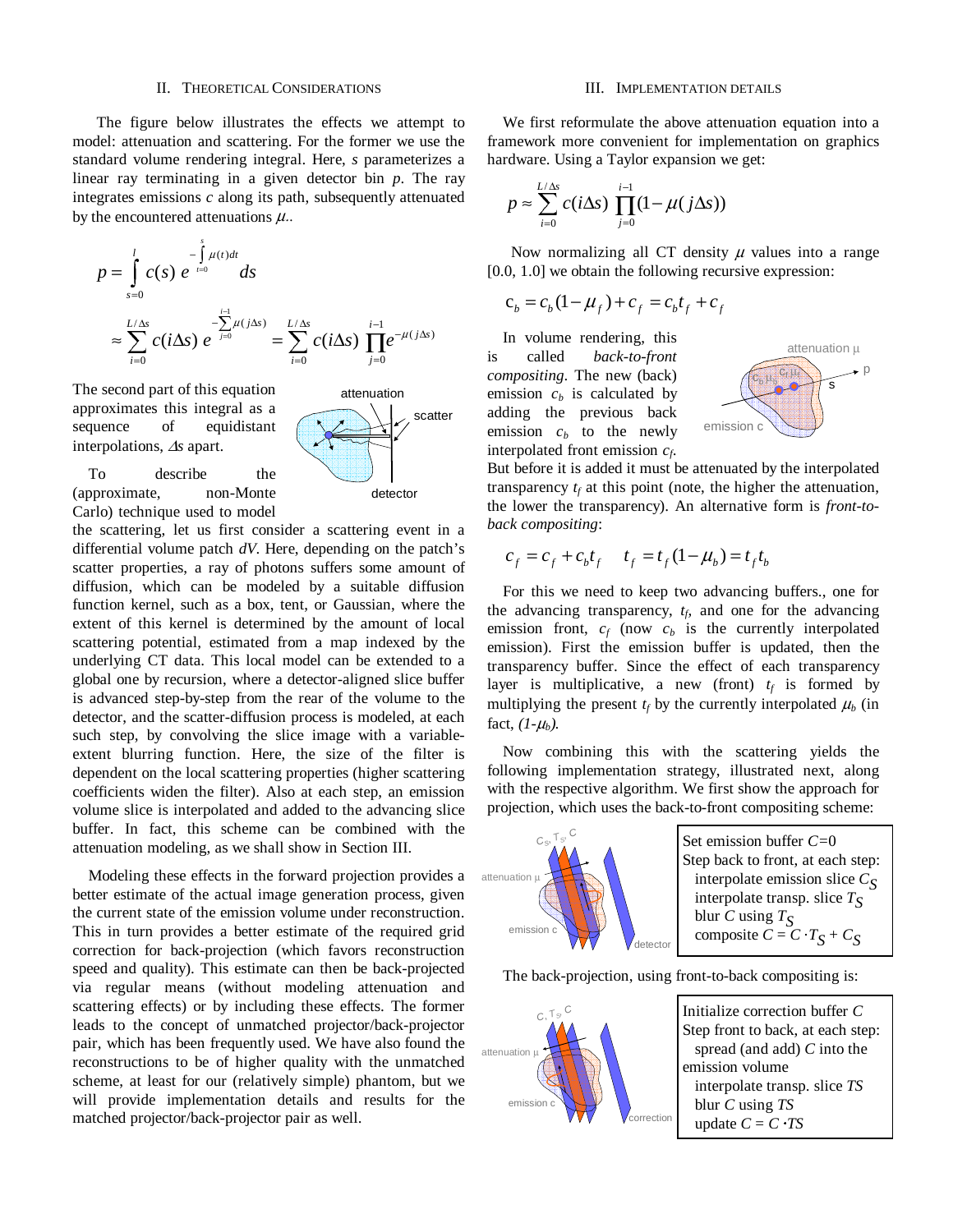## II. Theoretical Considerations

The figure below illustrates the effects we attempt to model: attenuation and scattering. For the former we use the standard volume rendering integral. Here, *s* parameterizes a linear ray terminating in a given detector bin *p*. The ray integrates emissions *c* along its path, subsequently attenuated by the encountered attenuations $\mu$..

$$p = \int_{s=0}^{l} c(s)\, e^{-\int_{t=0}^{s} \mu(t) dt} ds$$

$$\approx \sum_{i=0}^{L/\Delta s} c(i\Delta s)\, e^{-\sum_{j=0}^{i-1} \mu(j\Delta s)} = \sum_{i=0}^{L/\Delta s} c(i\Delta s) \prod_{j=0}^{i-1} e^{-\mu(j\Delta s)}$$

The second part of this equation approximates this integral as a sequence of equidistant interpolations, $\Delta s$ apart.

To describe the (approximate, non-Monte Carlo) technique used to model the scattering, let us first consider a scattering event in a differential volume patch *dV*. Here, depending on the patch's scatter properties, a ray of photons suffers some amount of diffusion, which can be modeled by a suitable diffusion function kernel, such as a box, tent, or Gaussian, where the extent of this kernel is determined by the amount of local scattering potential, estimated from a map indexed by the underlying CT data. This local model can be extended to a global one by recursion, where a detector-aligned slice buffer is advanced step-by-step from the rear of the volume to the detector, and the scatter-diffusion process is modeled, at each such step, by convolving the slice image with a variable-extent blurring function. Here, the size of the filter is dependent on the local scattering properties (higher scattering coefficients widen the filter). Also at each step, an emission volume slice is interpolated and added to the advancing slice buffer. In fact, this scheme can be combined with the attenuation modeling, as we shall show in Section III.

Modeling these effects in the forward projection provides a better estimate of the actual image generation process, given the current state of the emission volume under reconstruction. This in turn provides a better estimate of the required grid correction for back-projection (which favors reconstruction speed and quality). This estimate can then be back-projected via regular means (without modeling attenuation and scattering effects) or by including these effects. The former leads to the concept of unmatched projector/back-projector pair, which has been frequently used. We have also found the reconstructions to be of higher quality with the unmatched scheme, at least for our (relatively simple) phantom, but we will provide implementation details and results for the matched projector/back-projector pair as well.

## III. Implementation Details

We first reformulate the above attenuation equation into a framework more convenient for implementation on graphics hardware. Using a Taylor expansion we get:

$$p \approx \sum_{i=0}^{L/\Delta s} c(i\Delta s) \prod_{j=0}^{i-1} (1 - \mu(j\Delta s))$$

Now normalizing all CT density $\mu$ values into a range [0.0, 1.0] we obtain the following recursive expression:

$$c_b = c_b(1 - \mu_f) + c_f = c_b t_f + c_f$$

In volume rendering, this is called *back-to-front compositing*. The new (back) emission $c_b$ is calculated by adding the previous back emission $c_b$ to the newly interpolated front emission $c_f$. But before it is added it must be attenuated by the interpolated transparency $t_f$ at this point (note, the higher the attenuation, the lower the transparency). An alternative form is *front-to-back compositing*:

$$c_f = c_f + c_b t_f \qquad t_f = t_f(1 - \mu_b) = t_f t_b$$

For this we need to keep two advancing buffers., one for the advancing transparency, $t_f$, and one for the advancing emission front, $c_f$ (now $c_b$ is the currently interpolated emission). First the emission buffer is updated, then the transparency buffer. Since the effect of each transparency layer is multiplicative, a new (front) $t_f$ is formed by multiplying the present $t_f$ by the currently interpolated $\mu_b$ (in fact, $(1-\mu_b)$.

Now combining this with the scattering yields the following implementation strategy, illustrated next, along with the respective algorithm. We first show the approach for projection, which uses the back-to-front compositing scheme:

```
Set emission buffer C=0
Step back to front, at each step:
  interpolate emission slice C_S
  interpolate transp. slice T_S
  blur C using T_S
  composite C = C·T_S + C_S
```

The back-projection, using front-to-back compositing is:

```
Initialize correction buffer C
Step front to back, at each step:
  spread (and add) C into the
emission volume
  interpolate transp. slice TS
  blur C using TS
  update C = C·TS
```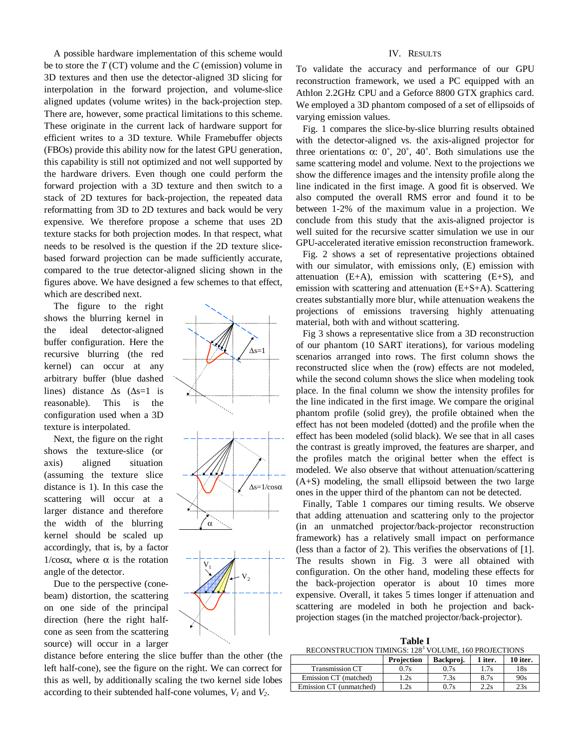A possible hardware implementation of this scheme would be to store the *T* (CT) volume and the *C* (emission) volume in 3D textures and then use the detector-aligned 3D slicing for interpolation in the forward projection, and volume-slice aligned updates (volume writes) in the back-projection step. There are, however, some practical limitations to this scheme. These originate in the current lack of hardware support for efficient writes to a 3D texture. While Framebuffer objects (FBOs) provide this ability now for the latest GPU generation, this capability is still not optimized and not well supported by the hardware drivers. Even though one could perform the forward projection with a 3D texture and then switch to a stack of 2D textures for back-projection, the repeated data reformatting from 3D to 2D textures and back would be very expensive. We therefore propose a scheme that uses 2D texture stacks for both projection modes. In that respect, what needs to be resolved is the question if the 2D texture slice-based forward projection can be made sufficiently accurate, compared to the true detector-aligned slicing shown in the figures above. We have designed a few schemes to that effect, which are described next.

The figure to the right shows the blurring kernel in the ideal detector-aligned buffer configuration. Here the recursive blurring (the red kernel) can occur at any arbitrary buffer (blue dashed lines) distance $\Delta s$ ($\Delta s=1$ is reasonable). This is the configuration used when a 3D texture is interpolated.

Next, the figure on the right shows the texture-slice (or axis) aligned situation (assuming the texture slice distance is 1). In this case the scattering will occur at a larger distance and therefore the width of the blurring kernel should be scaled up accordingly, that is, by a factor $1/\cos\alpha$, where $\alpha$ is the rotation angle of the detector.

Due to the perspective (cone-beam) distortion, the scattering on one side of the principal direction (here the right half-cone as seen from the scattering source) will occur in a larger distance before entering the slice buffer than the other (the left half-cone), see the figure on the right. We can correct for this as well, by additionally scaling the two kernel side lobes according to their subtended half-cone volumes, $V_1$ and $V_2$.

## IV. Results

To validate the accuracy and performance of our GPU reconstruction framework, we used a PC equipped with an Athlon 2.2GHz CPU and a Geforce 8800 GTX graphics card. We employed a 3D phantom composed of a set of ellipsoids of varying emission values.

Fig. 1 compares the slice-by-slice blurring results obtained with the detector-aligned vs. the axis-aligned projector for three orientations $\alpha$: 0˚, 20˚, 40˚. Both simulations use the same scattering model and volume. Next to the projections we show the difference images and the intensity profile along the line indicated in the first image. A good fit is observed. We also computed the overall RMS error and found it to be between 1-2% of the maximum value in a projection. We conclude from this study that the axis-aligned projector is well suited for the recursive scatter simulation we use in our GPU-accelerated iterative emission reconstruction framework.

Fig. 2 shows a set of representative projections obtained with our simulator, with emissions only, (E) emission with attenuation (E+A), emission with scattering (E+S), and emission with scattering and attenuation (E+S+A). Scattering creates substantially more blur, while attenuation weakens the projections of emissions traversing highly attenuating material, both with and without scattering.

Fig 3 shows a representative slice from a 3D reconstruction of our phantom (10 SART iterations), for various modeling scenarios arranged into rows. The first column shows the reconstructed slice when the (row) effects are not modeled, while the second column shows the slice when modeling took place. In the final column we show the intensity profiles for the line indicated in the first image. We compare the original phantom profile (solid grey), the profile obtained when the effect has not been modeled (dotted) and the profile when the effect has been modeled (solid black). We see that in all cases the contrast is greatly improved, the features are sharper, and the profiles match the original better when the effect is modeled. We also observe that without attenuation/scattering (A+S) modeling, the small ellipsoid between the two large ones in the upper third of the phantom can not be detected.

Finally, Table 1 compares our timing results. We observe that adding attenuation and scattering only to the projector (in an unmatched projector/back-projector reconstruction framework) has a relatively small impact on performance (less than a factor of 2). This verifies the observations of [1]. The results shown in Fig. 3 were all obtained with configuration. On the other hand, modeling these effects for the back-projection operator is about 10 times more expensive. Overall, it takes 5 times longer if attenuation and scattering are modeled in both he projection and back-projection stages (in the matched projector/back-projector).

**Table I**

RECONSTRUCTION TIMINGS: $128^3$ VOLUME, 160 PROJECTIONS

| | Projection | Backproj. | 1 iter. | 10 iter. |
|---|---|---|---|---|
| Transmission CT | 0.7s | 0.7s | 1.7s | 18s |
| Emission CT (matched) | 1.2s | 7.3s | 8.7s | 90s |
| Emission CT (unmatched) | 1.2s | 0.7s | 2.2s | 23s |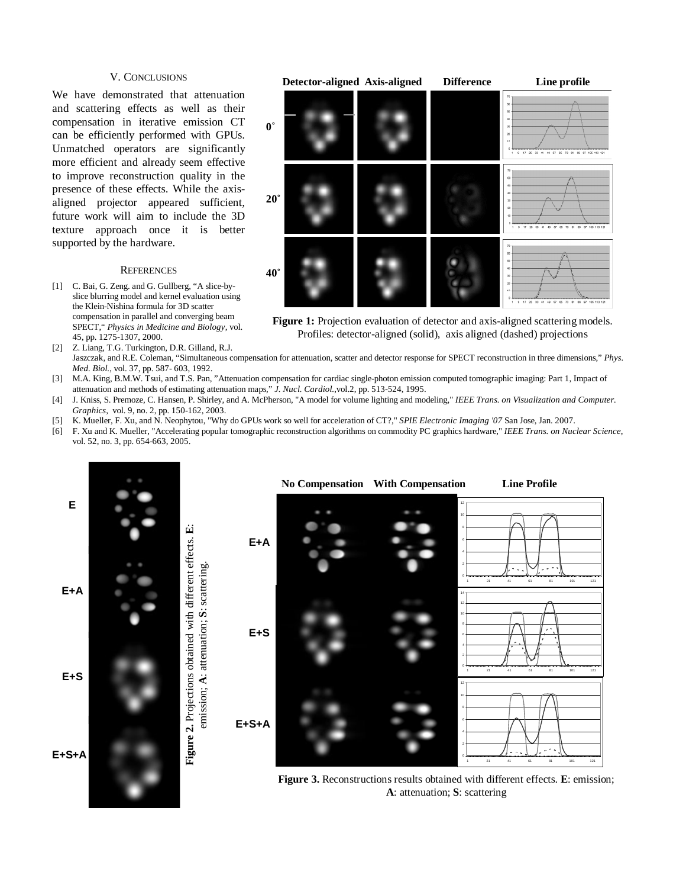## V. Conclusions

We have demonstrated that attenuation and scattering effects as well as their compensation in iterative emission CT can be efficiently performed with GPUs. Unmatched operators are significantly more efficient and already seem effective to improve reconstruction quality in the presence of these effects. While the axis-aligned projector appeared sufficient, future work will aim to include the 3D texture approach once it is better supported by the hardware.

Detector-aligned Axis-aligned Difference Line profile

0˚

20˚

40˚

**Figure 1:** Projection evaluation of detector and axis-aligned scattering models. Profiles: detector-aligned (solid), axis aligned (dashed) projections

## References

[1] C. Bai, G. Zeng. and G. Gullberg, "A slice-by-slice blurring model and kernel evaluation using the Klein-Nishina formula for 3D scatter compensation in parallel and converging beam SPECT," *Physics in Medicine and Biology*, vol. 45, pp. 1275-1307, 2000.

[2] Z. Liang, T.G. Turkington, D.R. Gilland, R.J. Jaszczak, and R.E. Coleman, "Simultaneous compensation for attenuation, scatter and detector response for SPECT reconstruction in three dimensions," *Phys. Med. Biol.*, vol. 37, pp. 587- 603, 1992.

[3] M.A. King, B.M.W. Tsui, and T.S. Pan, "Attenuation compensation for cardiac single-photon emission computed tomographic imaging: Part 1, Impact of attenuation and methods of estimating attenuation maps," *J. Nucl. Cardiol.*,vol.2, pp. 513-524, 1995.

[4] J. Kniss, S. Premoze, C. Hansen, P. Shirley, and A. McPherson, "A model for volume lighting and modeling," *IEEE Trans. on Visualization and Computer. Graphics*, vol. 9, no. 2, pp. 150-162, 2003.

[5] K. Mueller, F. Xu, and N. Neophytou, "Why do GPUs work so well for acceleration of CT?," *SPIE Electronic Imaging '07* San Jose, Jan. 2007.

[6] F. Xu and K. Mueller, "Accelerating popular tomographic reconstruction algorithms on commodity PC graphics hardware," *IEEE Trans. on Nuclear Science*, vol. 52, no. 3, pp. 654-663, 2005.

E

E+A

E+S

E+S+A

**Figure 2.** Projections obtained with different effects. **E**: emission; **A**: attenuation; **S**: scattering.

No Compensation With Compensation Line Profile

E+A

E+S

E+S+A

**Figure 3.** Reconstructions results obtained with different effects. **E**: emission; **A**: attenuation; **S**: scattering